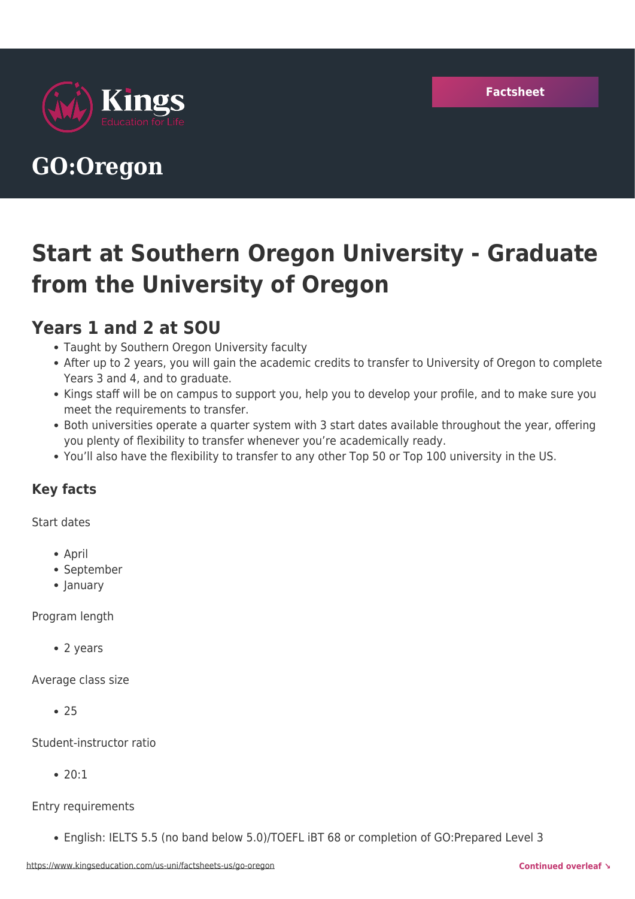Factsheet

# GO:Oregon

## Start at Southern Oregon University - Graduate from the University of Oregon

### Years 1 and 2 at SOU

- Taught by Southern Oregon University faculty
- After up to 2 years, you will gain the academic credits to transfer to University of Oregon to complete Years 3 and 4, and to graduate.
- Kings staff will be on campus to support you, help you to develop your profile, and to make sure you meet the requirements to transfer.
- Both universities operate a quarter system with 3 start dates available throughout the year, offering you plenty of flexibility to transfer whenever you're academically ready.
- You'll also have the flexibility to transfer to any other Top 50 or Top 100 university in the US.

#### Key facts

Start dates

- April
- September
- January

Program length

- 2 years

Average class size

- 25

Student-instructor ratio

- 20:1

Entry requirements

- English: IELTS 5.5 (no band below 5.0)/TOEFL iBT 68 or completion of GO:Prepared Level 3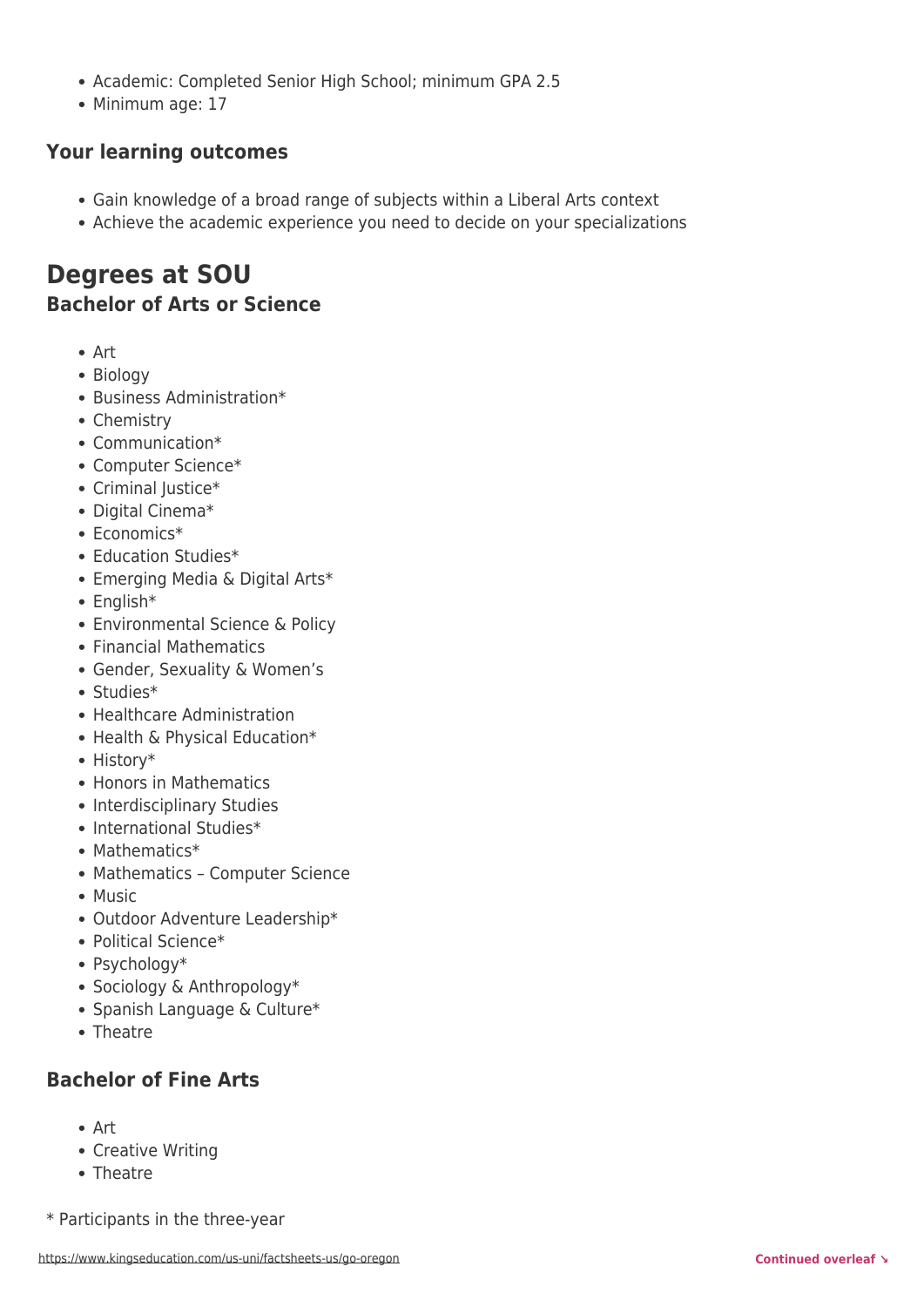- Academic: Completed Senior High School; minimum GPA 2.5
- Minimum age: 17

### Your learning outcomes

- Gain knowledge of a broad range of subjects within a Liberal Arts context
- Achieve the academic experience you need to decide on your specializations

## Degrees at SOU

### Bachelor of Arts or Science

- Art
- Biology
- Business Administration*
- Chemistry
- Communication*
- Computer Science*
- Criminal Justice*
- Digital Cinema*
- Economics*
- Education Studies*
- Emerging Media & Digital Arts*
- English*
- Environmental Science & Policy
- Financial Mathematics
- Gender, Sexuality & Women's
- Studies*
- Healthcare Administration
- Health & Physical Education*
- History*
- Honors in Mathematics
- Interdisciplinary Studies
- International Studies*
- Mathematics*
- Mathematics – Computer Science
- Music
- Outdoor Adventure Leadership*
- Political Science*
- Psychology*
- Sociology & Anthropology*
- Spanish Language & Culture*
- Theatre

### Bachelor of Fine Arts

- Art
- Creative Writing
- Theatre

* Participants in the three-year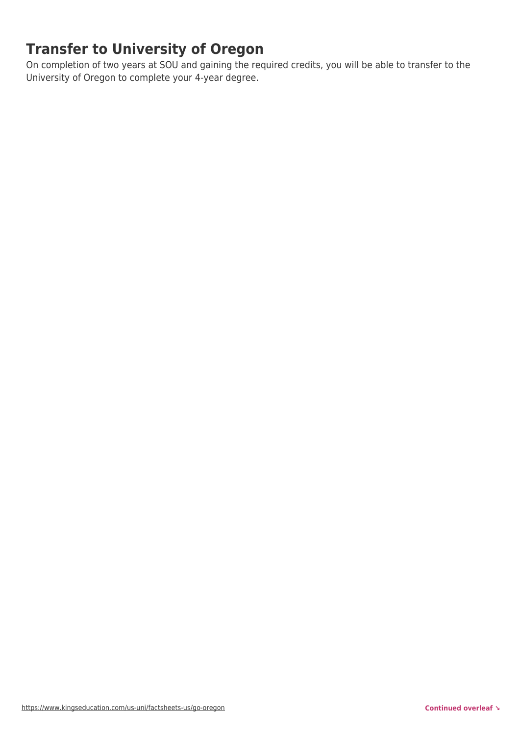## Transfer to University of Oregon

On completion of two years at SOU and gaining the required credits, you will be able to transfer to the University of Oregon to complete your 4-year degree.